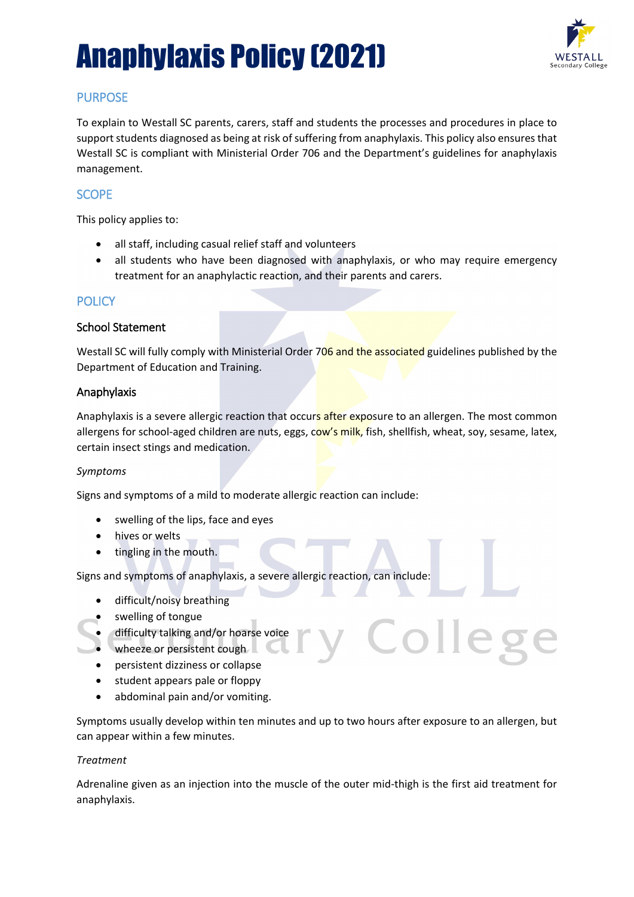# Anaphylaxis Policy (2021)

## PURPOSE

To explain to Westall SC parents, carers, staff and students the processes and procedures in place to support students diagnosed as being at risk of suffering from anaphylaxis. This policy also ensures that Westall SC is compliant with Ministerial Order 706 and the Department's guidelines for anaphylaxis management.

## SCOPE

This policy applies to:

- all staff, including casual relief staff and volunteers
- all students who have been diagnosed with anaphylaxis, or who may require emergency treatment for an anaphylactic reaction, and their parents and carers.

## POLICY

### School Statement

Westall SC will fully comply with Ministerial Order 706 and the associated guidelines published by the Department of Education and Training.

### Anaphylaxis

Anaphylaxis is a severe allergic reaction that occurs after exposure to an allergen. The most common allergens for school-aged children are nuts, eggs, cow's milk, fish, shellfish, wheat, soy, sesame, latex, certain insect stings and medication.

*Symptoms*

Signs and symptoms of a mild to moderate allergic reaction can include:

- swelling of the lips, face and eyes
- hives or welts
- tingling in the mouth.

Signs and symptoms of anaphylaxis, a severe allergic reaction, can include:

- difficult/noisy breathing
- swelling of tongue
- difficulty talking and/or hoarse voice
- wheeze or persistent cough
- persistent dizziness or collapse
- student appears pale or floppy
- abdominal pain and/or vomiting.

Symptoms usually develop within ten minutes and up to two hours after exposure to an allergen, but can appear within a few minutes.

*Treatment*

Adrenaline given as an injection into the muscle of the outer mid-thigh is the first aid treatment for anaphylaxis.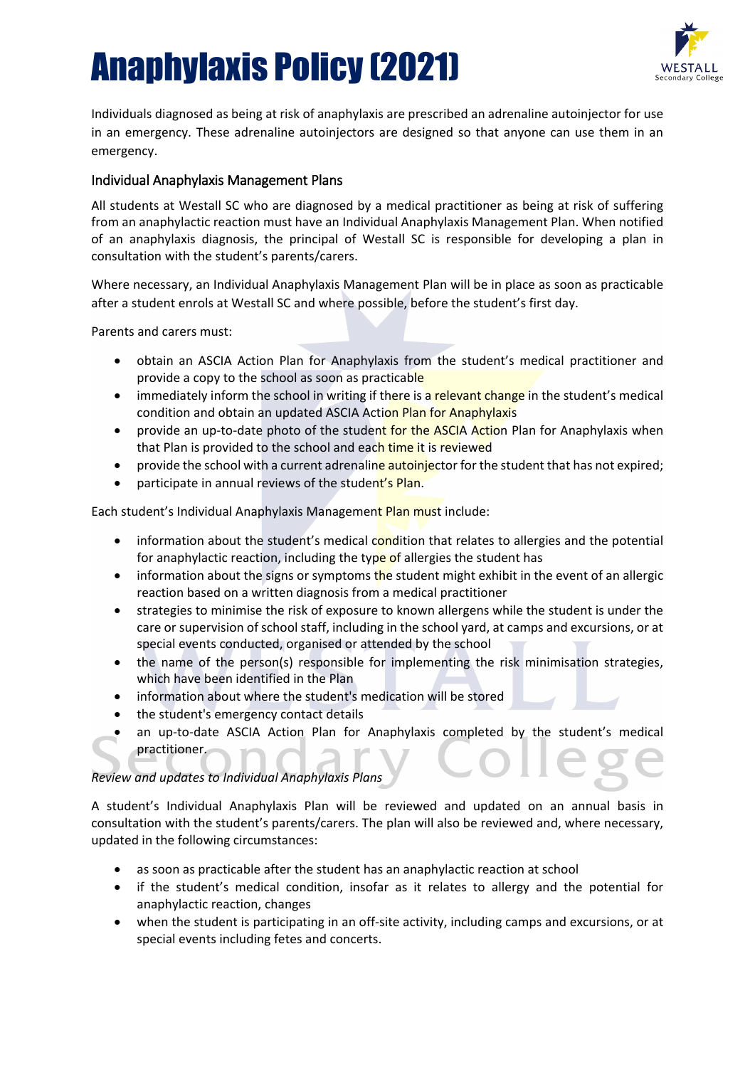Individuals diagnosed as being at risk of anaphylaxis are prescribed an adrenaline autoinjector for use in an emergency. These adrenaline autoinjectors are designed so that anyone can use them in an emergency.

## Individual Anaphylaxis Management Plans

All students at Westall SC who are diagnosed by a medical practitioner as being at risk of suffering from an anaphylactic reaction must have an Individual Anaphylaxis Management Plan. When notified of an anaphylaxis diagnosis, the principal of Westall SC is responsible for developing a plan in consultation with the student's parents/carers.

Where necessary, an Individual Anaphylaxis Management Plan will be in place as soon as practicable after a student enrols at Westall SC and where possible, before the student's first day.

Parents and carers must:

- obtain an ASCIA Action Plan for Anaphylaxis from the student's medical practitioner and provide a copy to the school as soon as practicable
- immediately inform the school in writing if there is a relevant change in the student's medical condition and obtain an updated ASCIA Action Plan for Anaphylaxis
- provide an up-to-date photo of the student for the ASCIA Action Plan for Anaphylaxis when that Plan is provided to the school and each time it is reviewed
- provide the school with a current adrenaline autoinjector for the student that has not expired;
- participate in annual reviews of the student's Plan.

Each student's Individual Anaphylaxis Management Plan must include:

- information about the student's medical condition that relates to allergies and the potential for anaphylactic reaction, including the type of allergies the student has
- information about the signs or symptoms the student might exhibit in the event of an allergic reaction based on a written diagnosis from a medical practitioner
- strategies to minimise the risk of exposure to known allergens while the student is under the care or supervision of school staff, including in the school yard, at camps and excursions, or at special events conducted, organised or attended by the school
- the name of the person(s) responsible for implementing the risk minimisation strategies, which have been identified in the Plan
- information about where the student's medication will be stored
- the student's emergency contact details
- an up-to-date ASCIA Action Plan for Anaphylaxis completed by the student's medical practitioner.

*Review and updates to Individual Anaphylaxis Plans*

A student's Individual Anaphylaxis Plan will be reviewed and updated on an annual basis in consultation with the student's parents/carers. The plan will also be reviewed and, where necessary, updated in the following circumstances:

- as soon as practicable after the student has an anaphylactic reaction at school
- if the student's medical condition, insofar as it relates to allergy and the potential for anaphylactic reaction, changes
- when the student is participating in an off-site activity, including camps and excursions, or at special events including fetes and concerts.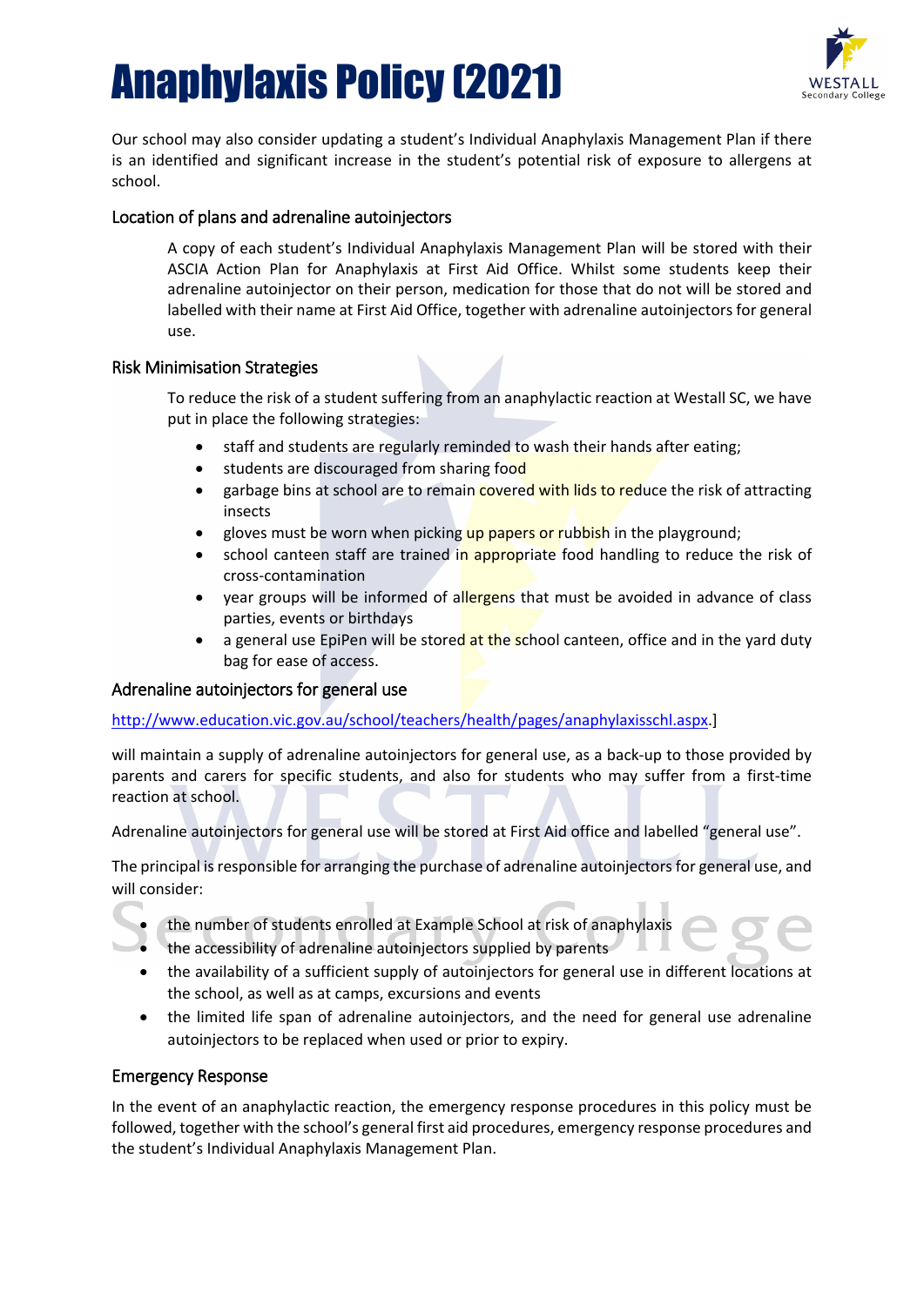Our school may also consider updating a student's Individual Anaphylaxis Management Plan if there is an identified and significant increase in the student's potential risk of exposure to allergens at school.

## Location of plans and adrenaline autoinjectors

A copy of each student's Individual Anaphylaxis Management Plan will be stored with their ASCIA Action Plan for Anaphylaxis at First Aid Office. Whilst some students keep their adrenaline autoinjector on their person, medication for those that do not will be stored and labelled with their name at First Aid Office, together with adrenaline autoinjectors for general use.

## Risk Minimisation Strategies

To reduce the risk of a student suffering from an anaphylactic reaction at Westall SC, we have put in place the following strategies:

- staff and students are regularly reminded to wash their hands after eating;
- students are discouraged from sharing food
- garbage bins at school are to remain covered with lids to reduce the risk of attracting insects
- gloves must be worn when picking up papers or rubbish in the playground;
- school canteen staff are trained in appropriate food handling to reduce the risk of cross-contamination
- year groups will be informed of allergens that must be avoided in advance of class parties, events or birthdays
- a general use EpiPen will be stored at the school canteen, office and in the yard duty bag for ease of access.

## Adrenaline autoinjectors for general use

http://www.education.vic.gov.au/school/teachers/health/pages/anaphylaxisschl.aspx.]

will maintain a supply of adrenaline autoinjectors for general use, as a back-up to those provided by parents and carers for specific students, and also for students who may suffer from a first-time reaction at school.

Adrenaline autoinjectors for general use will be stored at First Aid office and labelled "general use".

The principal is responsible for arranging the purchase of adrenaline autoinjectors for general use, and will consider:

- the number of students enrolled at Example School at risk of anaphylaxis
- the accessibility of adrenaline autoinjectors supplied by parents
- the availability of a sufficient supply of autoinjectors for general use in different locations at the school, as well as at camps, excursions and events
- the limited life span of adrenaline autoinjectors, and the need for general use adrenaline autoinjectors to be replaced when used or prior to expiry.

## Emergency Response

In the event of an anaphylactic reaction, the emergency response procedures in this policy must be followed, together with the school's general first aid procedures, emergency response procedures and the student's Individual Anaphylaxis Management Plan.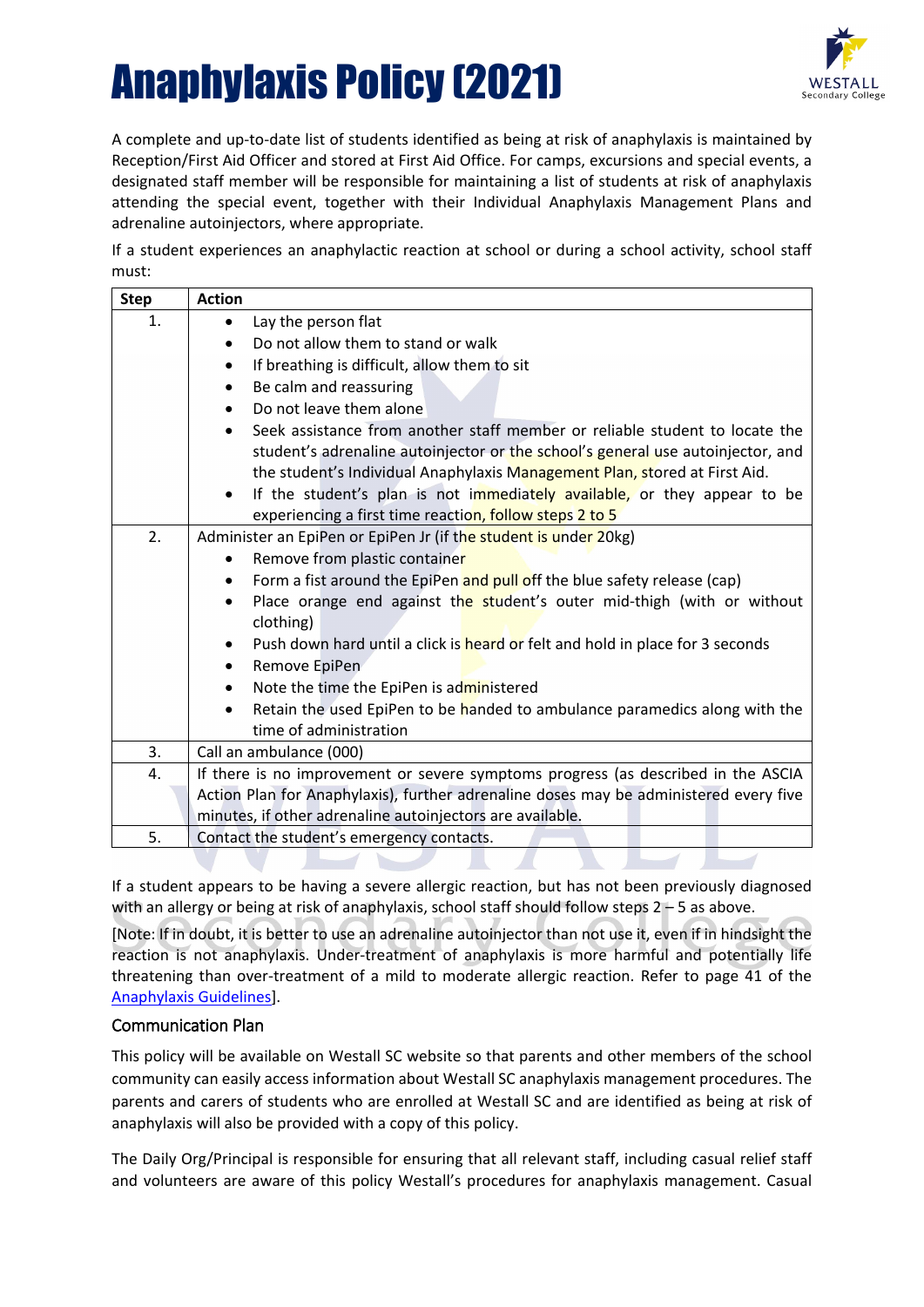# Anaphylaxis Policy (2021)

A complete and up-to-date list of students identified as being at risk of anaphylaxis is maintained by Reception/First Aid Officer and stored at First Aid Office. For camps, excursions and special events, a designated staff member will be responsible for maintaining a list of students at risk of anaphylaxis attending the special event, together with their Individual Anaphylaxis Management Plans and adrenaline autoinjectors, where appropriate.

If a student experiences an anaphylactic reaction at school or during a school activity, school staff must:

| Step | Action |
|---|---|
| 1. | • Lay the person flat<br>• Do not allow them to stand or walk<br>• If breathing is difficult, allow them to sit<br>• Be calm and reassuring<br>• Do not leave them alone<br>• Seek assistance from another staff member or reliable student to locate the student's adrenaline autoinjector or the school's general use autoinjector, and the student's Individual Anaphylaxis Management Plan, stored at First Aid.<br>• If the student's plan is not immediately available, or they appear to be experiencing a first time reaction, follow steps 2 to 5 |
| 2. | Administer an EpiPen or EpiPen Jr (if the student is under 20kg)<br>• Remove from plastic container<br>• Form a fist around the EpiPen and pull off the blue safety release (cap)<br>• Place orange end against the student's outer mid-thigh (with or without clothing)<br>• Push down hard until a click is heard or felt and hold in place for 3 seconds<br>• Remove EpiPen<br>• Note the time the EpiPen is administered<br>• Retain the used EpiPen to be handed to ambulance paramedics along with the time of administration |
| 3. | Call an ambulance (000) |
| 4. | If there is no improvement or severe symptoms progress (as described in the ASCIA Action Plan for Anaphylaxis), further adrenaline doses may be administered every five minutes, if other adrenaline autoinjectors are available. |
| 5. | Contact the student's emergency contacts. |

If a student appears to be having a severe allergic reaction, but has not been previously diagnosed with an allergy or being at risk of anaphylaxis, school staff should follow steps 2 – 5 as above.

[Note: If in doubt, it is better to use an adrenaline autoinjector than not use it, even if in hindsight the reaction is not anaphylaxis. Under-treatment of anaphylaxis is more harmful and potentially life threatening than over-treatment of a mild to moderate allergic reaction. Refer to page 41 of the Anaphylaxis Guidelines].

## Communication Plan

This policy will be available on Westall SC website so that parents and other members of the school community can easily access information about Westall SC anaphylaxis management procedures. The parents and carers of students who are enrolled at Westall SC and are identified as being at risk of anaphylaxis will also be provided with a copy of this policy.

The Daily Org/Principal is responsible for ensuring that all relevant staff, including casual relief staff and volunteers are aware of this policy Westall's procedures for anaphylaxis management. Casual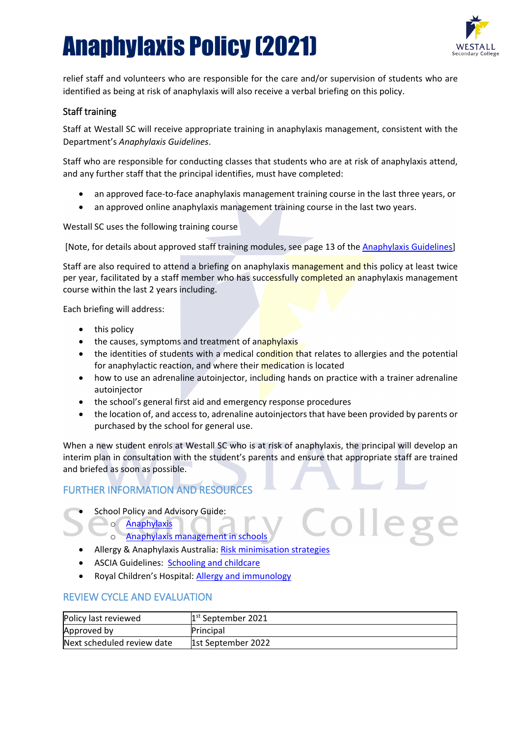relief staff and volunteers who are responsible for the care and/or supervision of students who are identified as being at risk of anaphylaxis will also receive a verbal briefing on this policy.

### Staff training

Staff at Westall SC will receive appropriate training in anaphylaxis management, consistent with the Department's *Anaphylaxis Guidelines*.

Staff who are responsible for conducting classes that students who are at risk of anaphylaxis attend, and any further staff that the principal identifies, must have completed:

- an approved face-to-face anaphylaxis management training course in the last three years, or
- an approved online anaphylaxis management training course in the last two years.

Westall SC uses the following training course

[Note, for details about approved staff training modules, see page 13 of the Anaphylaxis Guidelines]

Staff are also required to attend a briefing on anaphylaxis management and this policy at least twice per year, facilitated by a staff member who has successfully completed an anaphylaxis management course within the last 2 years including.

Each briefing will address:

- this policy
- the causes, symptoms and treatment of anaphylaxis
- the identities of students with a medical condition that relates to allergies and the potential for anaphylactic reaction, and where their medication is located
- how to use an adrenaline autoinjector, including hands on practice with a trainer adrenaline autoinjector
- the school's general first aid and emergency response procedures
- the location of, and access to, adrenaline autoinjectors that have been provided by parents or purchased by the school for general use.

When a new student enrols at Westall SC who is at risk of anaphylaxis, the principal will develop an interim plan in consultation with the student's parents and ensure that appropriate staff are trained and briefed as soon as possible.

## FURTHER INFORMATION AND RESOURCES

- School Policy and Advisory Guide:
  - Anaphylaxis
  - Anaphylaxis management in schools
- Allergy & Anaphylaxis Australia: Risk minimisation strategies
- ASCIA Guidelines: Schooling and childcare
- Royal Children's Hospital: Allergy and immunology

## REVIEW CYCLE AND EVALUATION

| Policy last reviewed | 1st September 2021 |
|---|---|
| Approved by | Principal |
| Next scheduled review date | 1st September 2022 |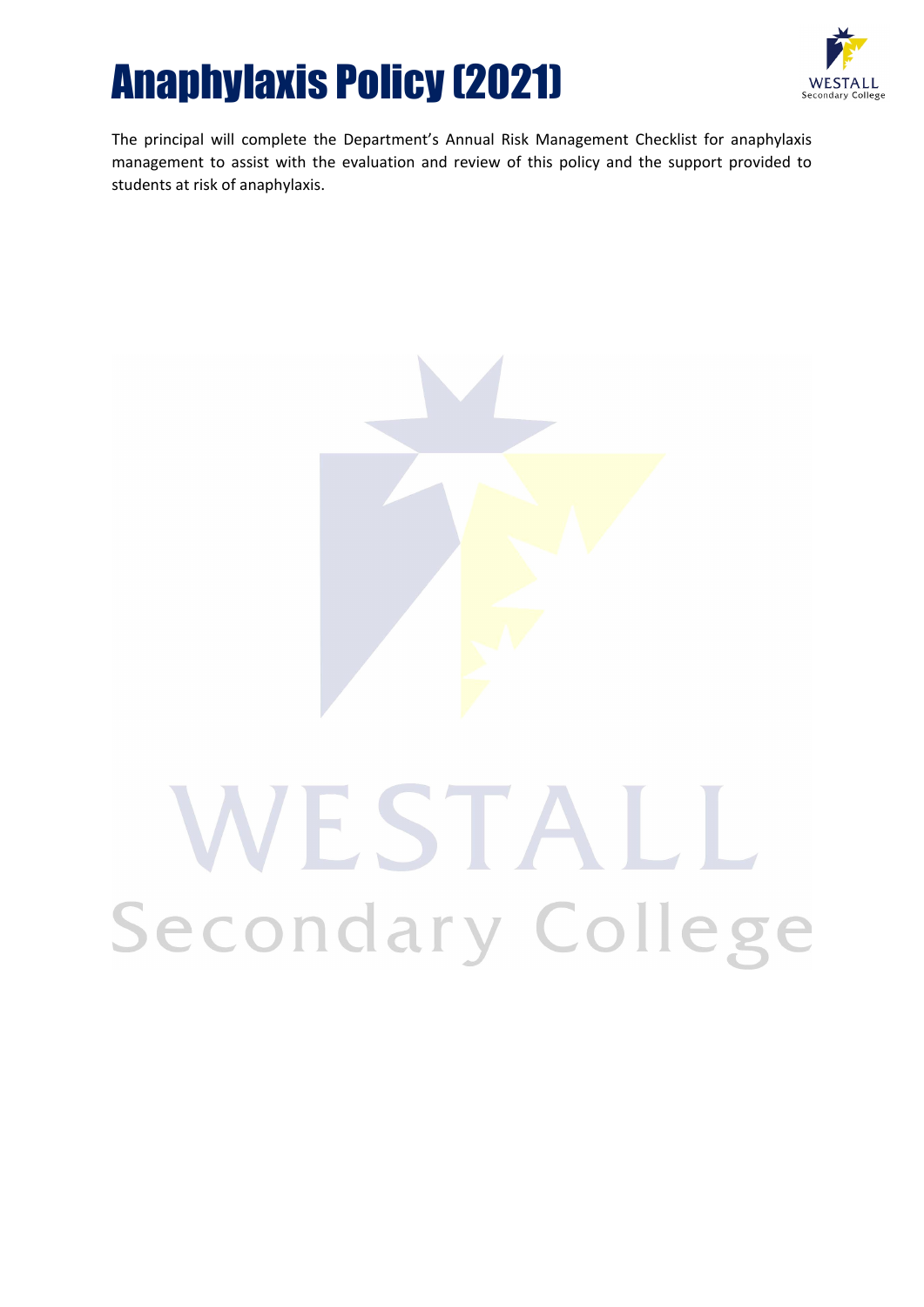The principal will complete the Department's Annual Risk Management Checklist for anaphylaxis management to assist with the evaluation and review of this policy and the support provided to students at risk of anaphylaxis.